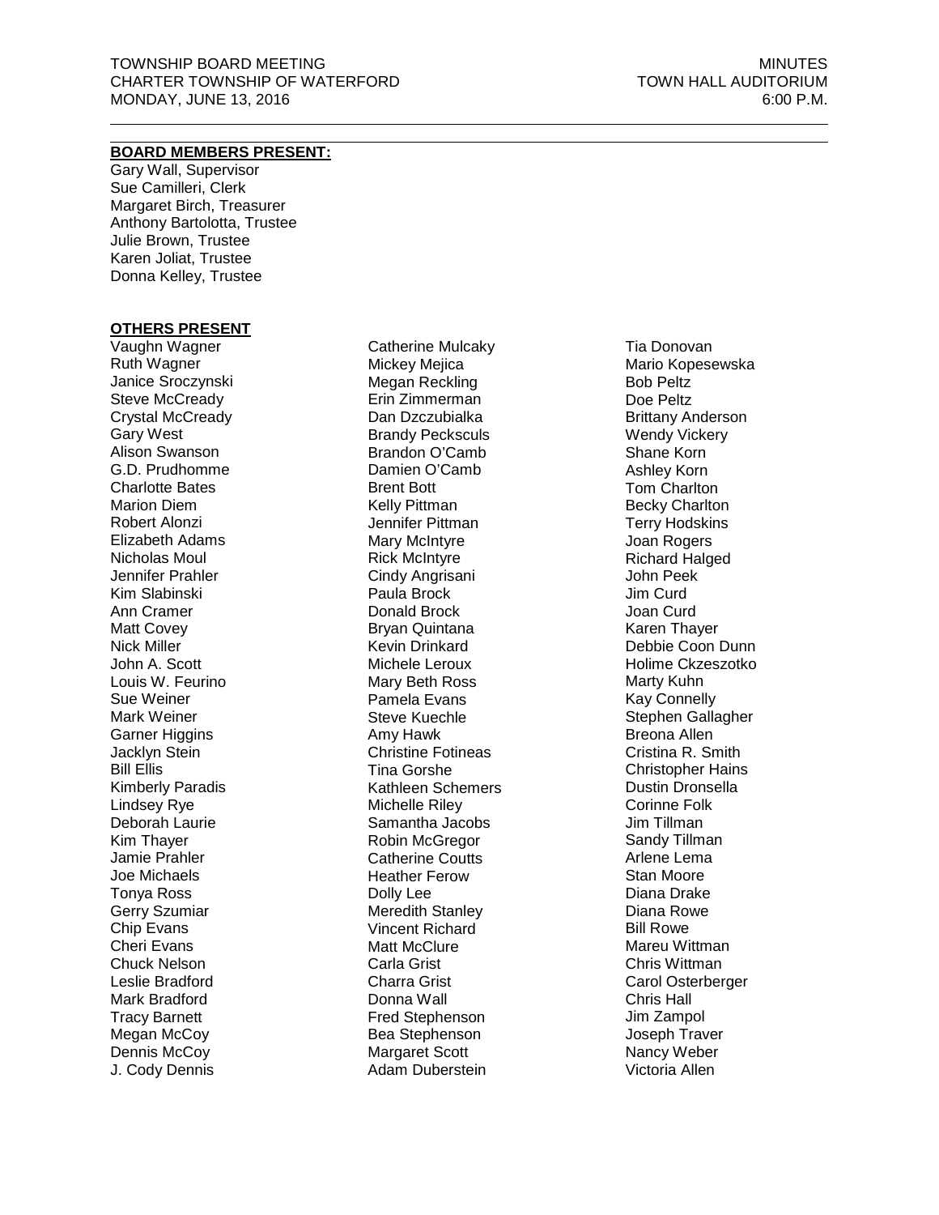TOWNSHIP BOARD MEETING
CHARTER TOWNSHIP OF WATERFORD
MONDAY, JUNE 13, 2016

MINUTES
TOWN HALL AUDITORIUM
6:00 P.M.

**BOARD MEMBERS PRESENT:**

Gary Wall, Supervisor
Sue Camilleri, Clerk
Margaret Birch, Treasurer
Anthony Bartolotta, Trustee
Julie Brown, Trustee
Karen Joliat, Trustee
Donna Kelley, Trustee

**OTHERS PRESENT**

Vaughn Wagner
Ruth Wagner
Janice Sroczynski
Steve McCready
Crystal McCready
Gary West
Alison Swanson
G.D. Prudhomme
Charlotte Bates
Marion Diem
Robert Alonzi
Elizabeth Adams
Nicholas Moul
Jennifer Prahler
Kim Slabinski
Ann Cramer
Matt Covey
Nick Miller
John A. Scott
Louis W. Feurino
Sue Weiner
Mark Weiner
Garner Higgins
Jacklyn Stein
Bill Ellis
Kimberly Paradis
Lindsey Rye
Deborah Laurie
Kim Thayer
Jamie Prahler
Joe Michaels
Tonya Ross
Gerry Szumiar
Chip Evans
Cheri Evans
Chuck Nelson
Leslie Bradford
Mark Bradford
Tracy Barnett
Megan McCoy
Dennis McCoy
J. Cody Dennis
Catherine Mulcaky
Mickey Mejica
Megan Reckling
Erin Zimmerman
Dan Dzczubialka
Brandy Pecksculs
Brandon O'Camb
Damien O'Camb
Brent Bott
Kelly Pittman
Jennifer Pittman
Mary McIntyre
Rick McIntyre
Cindy Angrisani
Paula Brock
Donald Brock
Bryan Quintana
Kevin Drinkard
Michele Leroux
Mary Beth Ross
Pamela Evans
Steve Kuechle
Amy Hawk
Christine Fotineas
Tina Gorshe
Kathleen Schemers
Michelle Riley
Samantha Jacobs
Robin McGregor
Catherine Coutts
Heather Ferow
Dolly Lee
Meredith Stanley
Vincent Richard
Matt McClure
Carla Grist
Charra Grist
Donna Wall
Fred Stephenson
Bea Stephenson
Margaret Scott
Adam Duberstein
Tia Donovan
Mario Kopesewska
Bob Peltz
Doe Peltz
Brittany Anderson
Wendy Vickery
Shane Korn
Ashley Korn
Tom Charlton
Becky Charlton
Terry Hodskins
Joan Rogers
Richard Halged
John Peek
Jim Curd
Joan Curd
Karen Thayer
Debbie Coon Dunn
Holime Ckzeszotko
Marty Kuhn
Kay Connelly
Stephen Gallagher
Breona Allen
Cristina R. Smith
Christopher Hains
Dustin Dronsella
Corinne Folk
Jim Tillman
Sandy Tillman
Arlene Lema
Stan Moore
Diana Drake
Diana Rowe
Bill Rowe
Mareu Wittman
Chris Wittman
Carol Osterberger
Chris Hall
Jim Zampol
Joseph Traver
Nancy Weber
Victoria Allen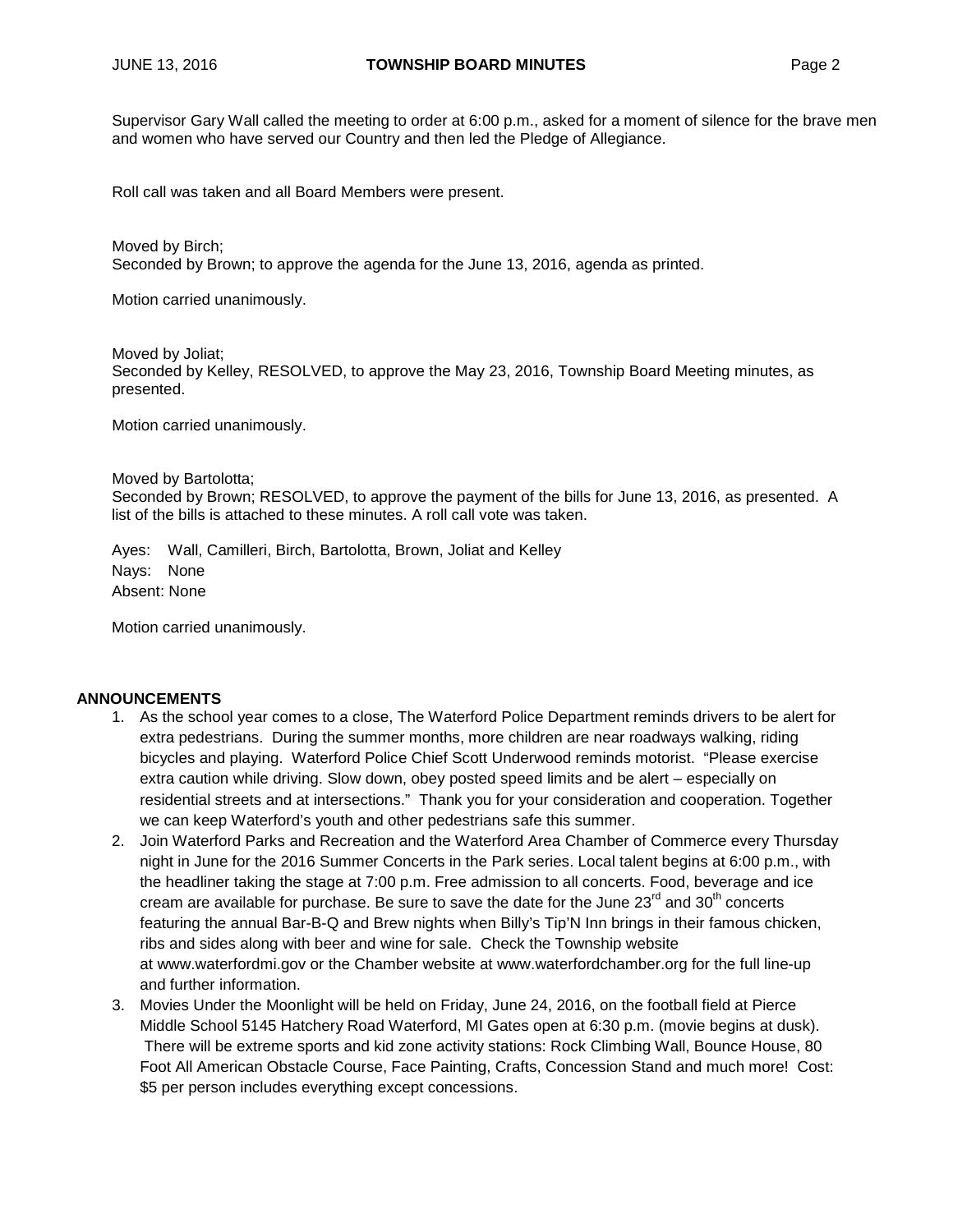Supervisor Gary Wall called the meeting to order at 6:00 p.m., asked for a moment of silence for the brave men and women who have served our Country and then led the Pledge of Allegiance.

Roll call was taken and all Board Members were present.

Moved by Birch;
Seconded by Brown; to approve the agenda for the June 13, 2016, agenda as printed.

Motion carried unanimously.

Moved by Joliat;
Seconded by Kelley, RESOLVED, to approve the May 23, 2016, Township Board Meeting minutes, as presented.

Motion carried unanimously.

Moved by Bartolotta;
Seconded by Brown; RESOLVED, to approve the payment of the bills for June 13, 2016, as presented. A list of the bills is attached to these minutes. A roll call vote was taken.

Ayes: Wall, Camilleri, Birch, Bartolotta, Brown, Joliat and Kelley
Nays: None
Absent: None

Motion carried unanimously.

**ANNOUNCEMENTS**

1. As the school year comes to a close, The Waterford Police Department reminds drivers to be alert for extra pedestrians. During the summer months, more children are near roadways walking, riding bicycles and playing. Waterford Police Chief Scott Underwood reminds motorist. "Please exercise extra caution while driving. Slow down, obey posted speed limits and be alert – especially on residential streets and at intersections." Thank you for your consideration and cooperation. Together we can keep Waterford's youth and other pedestrians safe this summer.
2. Join Waterford Parks and Recreation and the Waterford Area Chamber of Commerce every Thursday night in June for the 2016 Summer Concerts in the Park series. Local talent begins at 6:00 p.m., with the headliner taking the stage at 7:00 p.m. Free admission to all concerts. Food, beverage and ice cream are available for purchase. Be sure to save the date for the June 23rd and 30th concerts featuring the annual Bar-B-Q and Brew nights when Billy's Tip'N Inn brings in their famous chicken, ribs and sides along with beer and wine for sale. Check the Township website at www.waterfordmi.gov or the Chamber website at www.waterfordchamber.org for the full line-up and further information.
3. Movies Under the Moonlight will be held on Friday, June 24, 2016, on the football field at Pierce Middle School 5145 Hatchery Road Waterford, MI Gates open at 6:30 p.m. (movie begins at dusk). There will be extreme sports and kid zone activity stations: Rock Climbing Wall, Bounce House, 80 Foot All American Obstacle Course, Face Painting, Crafts, Concession Stand and much more! Cost: $5 per person includes everything except concessions.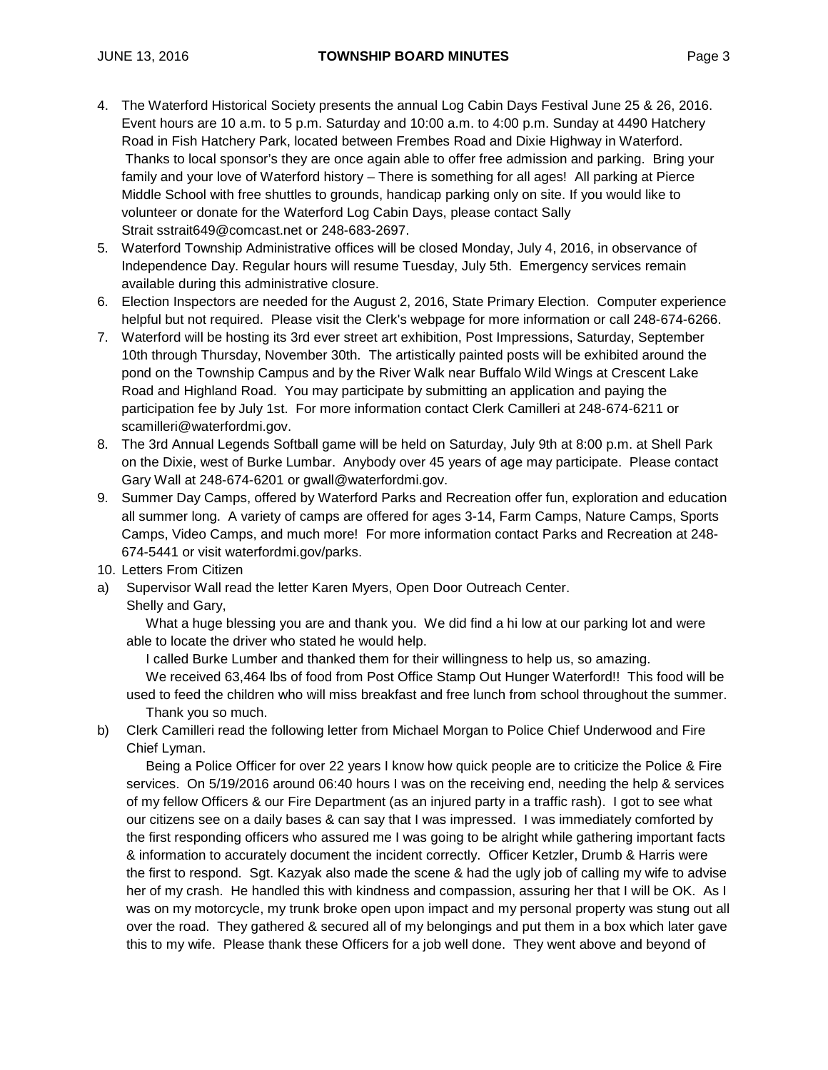4. The Waterford Historical Society presents the annual Log Cabin Days Festival June 25 & 26, 2016. Event hours are 10 a.m. to 5 p.m. Saturday and 10:00 a.m. to 4:00 p.m. Sunday at 4490 Hatchery Road in Fish Hatchery Park, located between Frembes Road and Dixie Highway in Waterford. Thanks to local sponsor's they are once again able to offer free admission and parking. Bring your family and your love of Waterford history – There is something for all ages! All parking at Pierce Middle School with free shuttles to grounds, handicap parking only on site. If you would like to volunteer or donate for the Waterford Log Cabin Days, please contact Sally Strait sstrait649@comcast.net or 248-683-2697.
5. Waterford Township Administrative offices will be closed Monday, July 4, 2016, in observance of Independence Day. Regular hours will resume Tuesday, July 5th. Emergency services remain available during this administrative closure.
6. Election Inspectors are needed for the August 2, 2016, State Primary Election. Computer experience helpful but not required. Please visit the Clerk's webpage for more information or call 248-674-6266.
7. Waterford will be hosting its 3rd ever street art exhibition, Post Impressions, Saturday, September 10th through Thursday, November 30th. The artistically painted posts will be exhibited around the pond on the Township Campus and by the River Walk near Buffalo Wild Wings at Crescent Lake Road and Highland Road. You may participate by submitting an application and paying the participation fee by July 1st. For more information contact Clerk Camilleri at 248-674-6211 or scamilleri@waterfordmi.gov.
8. The 3rd Annual Legends Softball game will be held on Saturday, July 9th at 8:00 p.m. at Shell Park on the Dixie, west of Burke Lumbar. Anybody over 45 years of age may participate. Please contact Gary Wall at 248-674-6201 or gwall@waterfordmi.gov.
9. Summer Day Camps, offered by Waterford Parks and Recreation offer fun, exploration and education all summer long. A variety of camps are offered for ages 3-14, Farm Camps, Nature Camps, Sports Camps, Video Camps, and much more! For more information contact Parks and Recreation at 248-674-5441 or visit waterfordmi.gov/parks.
10. Letters From Citizen

a) Supervisor Wall read the letter Karen Myers, Open Door Outreach Center.

Shelly and Gary,

What a huge blessing you are and thank you. We did find a hi low at our parking lot and were able to locate the driver who stated he would help.

I called Burke Lumber and thanked them for their willingness to help us, so amazing.

We received 63,464 lbs of food from Post Office Stamp Out Hunger Waterford!! This food will be used to feed the children who will miss breakfast and free lunch from school throughout the summer.

Thank you so much.

b) Clerk Camilleri read the following letter from Michael Morgan to Police Chief Underwood and Fire Chief Lyman.

Being a Police Officer for over 22 years I know how quick people are to criticize the Police & Fire services. On 5/19/2016 around 06:40 hours I was on the receiving end, needing the help & services of my fellow Officers & our Fire Department (as an injured party in a traffic rash). I got to see what our citizens see on a daily bases & can say that I was impressed. I was immediately comforted by the first responding officers who assured me I was going to be alright while gathering important facts & information to accurately document the incident correctly. Officer Ketzler, Drumb & Harris were the first to respond. Sgt. Kazyak also made the scene & had the ugly job of calling my wife to advise her of my crash. He handled this with kindness and compassion, assuring her that I will be OK. As I was on my motorcycle, my trunk broke open upon impact and my personal property was stung out all over the road. They gathered & secured all of my belongings and put them in a box which later gave this to my wife. Please thank these Officers for a job well done. They went above and beyond of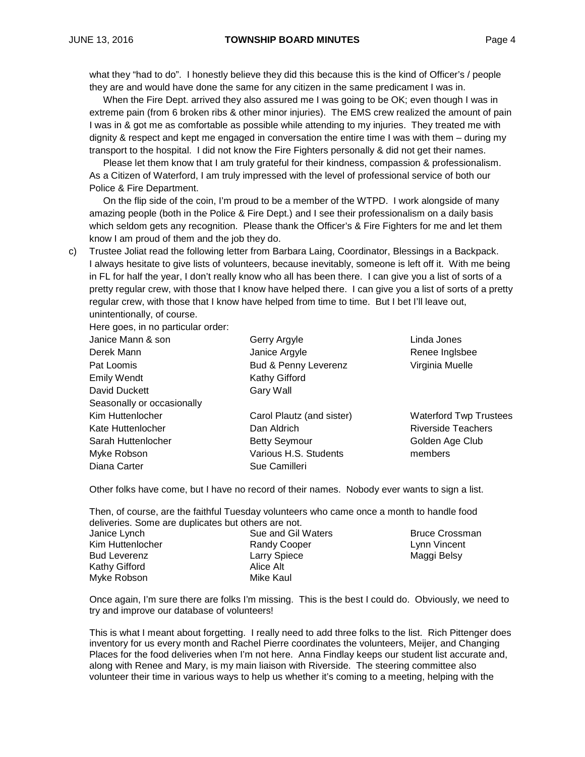what they "had to do". I honestly believe they did this because this is the kind of Officer's / people they are and would have done the same for any citizen in the same predicament I was in.

When the Fire Dept. arrived they also assured me I was going to be OK; even though I was in extreme pain (from 6 broken ribs & other minor injuries). The EMS crew realized the amount of pain I was in & got me as comfortable as possible while attending to my injuries. They treated me with dignity & respect and kept me engaged in conversation the entire time I was with them – during my transport to the hospital. I did not know the Fire Fighters personally & did not get their names.

Please let them know that I am truly grateful for their kindness, compassion & professionalism. As a Citizen of Waterford, I am truly impressed with the level of professional service of both our Police & Fire Department.

On the flip side of the coin, I'm proud to be a member of the WTPD. I work alongside of many amazing people (both in the Police & Fire Dept.) and I see their professionalism on a daily basis which seldom gets any recognition. Please thank the Officer's & Fire Fighters for me and let them know I am proud of them and the job they do.

c) Trustee Joliat read the following letter from Barbara Laing, Coordinator, Blessings in a Backpack. I always hesitate to give lists of volunteers, because inevitably, someone is left off it. With me being in FL for half the year, I don't really know who all has been there. I can give you a list of sorts of a pretty regular crew, with those that I know have helped there. I can give you a list of sorts of a pretty regular crew, with those that I know have helped from time to time. But I bet I'll leave out, unintentionally, of course.

Here goes, in no particular order:

| | | |
|---|---|---|
| Janice Mann & son | Gerry Argyle | Linda Jones |
| Derek Mann | Janice Argyle | Renee Inglsbee |
| Pat Loomis | Bud & Penny Leverenz | Virginia Muelle |
| Emily Wendt | Kathy Gifford | |
| David Duckett | Gary Wall | |
| Seasonally or occasionally | | |
| Kim Huttenlocher | Carol Plautz (and sister) | Waterford Twp Trustees |
| Kate Huttenlocher | Dan Aldrich | Riverside Teachers |
| Sarah Huttenlocher | Betty Seymour | Golden Age Club |
| Myke Robson | Various H.S. Students | members |
| Diana Carter | Sue Camilleri | |

Other folks have come, but I have no record of their names. Nobody ever wants to sign a list.

Then, of course, are the faithful Tuesday volunteers who came once a month to handle food deliveries. Some are duplicates but others are not.

| | | |
|---|---|---|
| Janice Lynch | Sue and Gil Waters | Bruce Crossman |
| Kim Huttenlocher | Randy Cooper | Lynn Vincent |
| Bud Leverenz | Larry Spiece | Maggi Belsy |
| Kathy Gifford | Alice Alt | |
| Myke Robson | Mike Kaul | |

Once again, I'm sure there are folks I'm missing. This is the best I could do. Obviously, we need to try and improve our database of volunteers!

This is what I meant about forgetting. I really need to add three folks to the list. Rich Pittenger does inventory for us every month and Rachel Pierre coordinates the volunteers, Meijer, and Changing Places for the food deliveries when I'm not here. Anna Findlay keeps our student list accurate and, along with Renee and Mary, is my main liaison with Riverside. The steering committee also volunteer their time in various ways to help us whether it's coming to a meeting, helping with the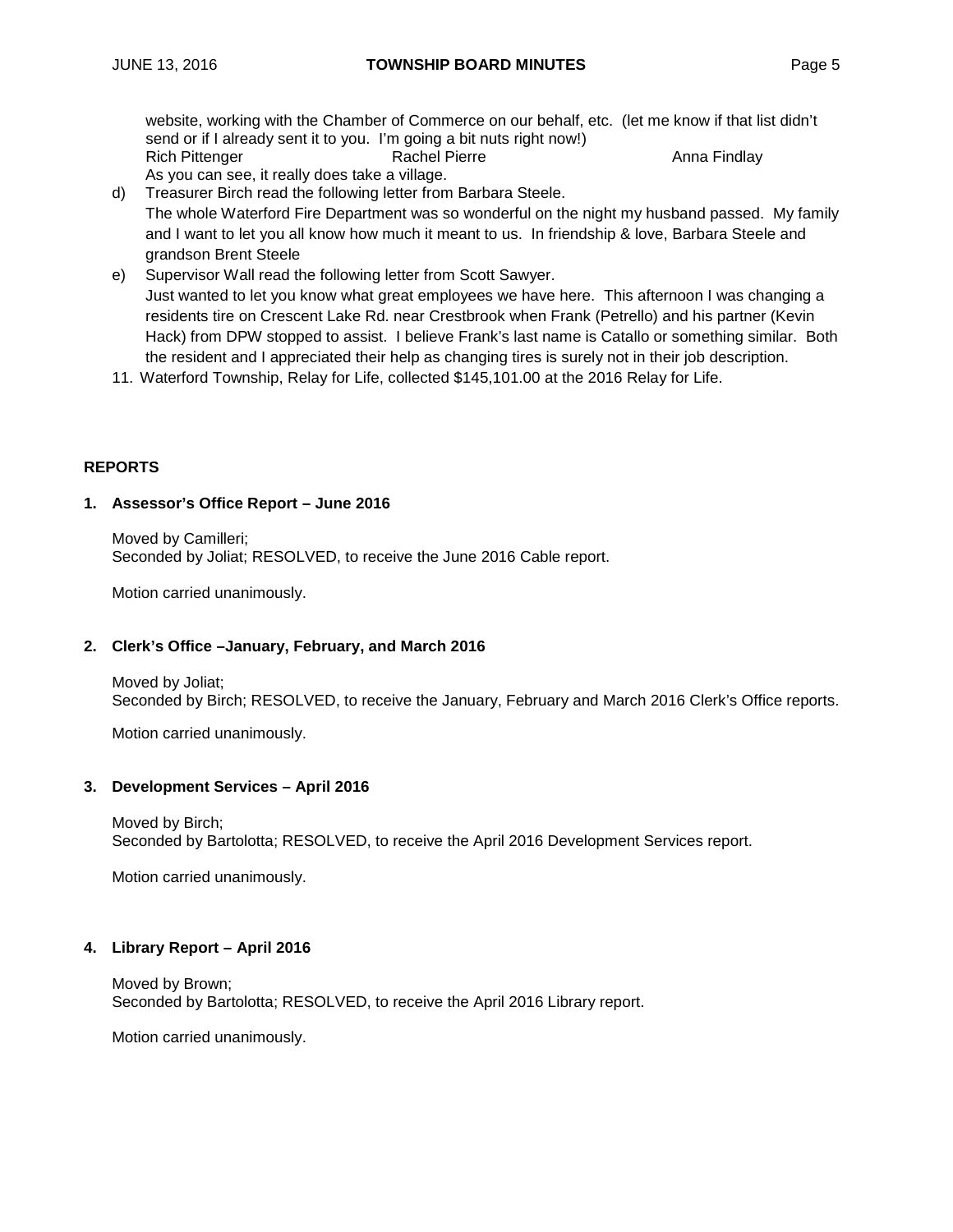website, working with the Chamber of Commerce on our behalf, etc. (let me know if that list didn't send or if I already sent it to you. I'm going a bit nuts right now!)

Rich Pittenger  Rachel Pierre  Anna Findlay

As you can see, it really does take a village.

d) Treasurer Birch read the following letter from Barbara Steele.
The whole Waterford Fire Department was so wonderful on the night my husband passed. My family and I want to let you all know how much it meant to us. In friendship & love, Barbara Steele and grandson Brent Steele

e) Supervisor Wall read the following letter from Scott Sawyer.
Just wanted to let you know what great employees we have here. This afternoon I was changing a residents tire on Crescent Lake Rd. near Crestbrook when Frank (Petrello) and his partner (Kevin Hack) from DPW stopped to assist. I believe Frank's last name is Catallo or something similar. Both the resident and I appreciated their help as changing tires is surely not in their job description.

11. Waterford Township, Relay for Life, collected $145,101.00 at the 2016 Relay for Life.

## REPORTS

### 1. Assessor's Office Report – June 2016

Moved by Camilleri;
Seconded by Joliat; RESOLVED, to receive the June 2016 Cable report.

Motion carried unanimously.

### 2. Clerk's Office –January, February, and March 2016

Moved by Joliat;
Seconded by Birch; RESOLVED, to receive the January, February and March 2016 Clerk's Office reports.

Motion carried unanimously.

### 3. Development Services – April 2016

Moved by Birch;
Seconded by Bartolotta; RESOLVED, to receive the April 2016 Development Services report.

Motion carried unanimously.

### 4. Library Report – April 2016

Moved by Brown;
Seconded by Bartolotta; RESOLVED, to receive the April 2016 Library report.

Motion carried unanimously.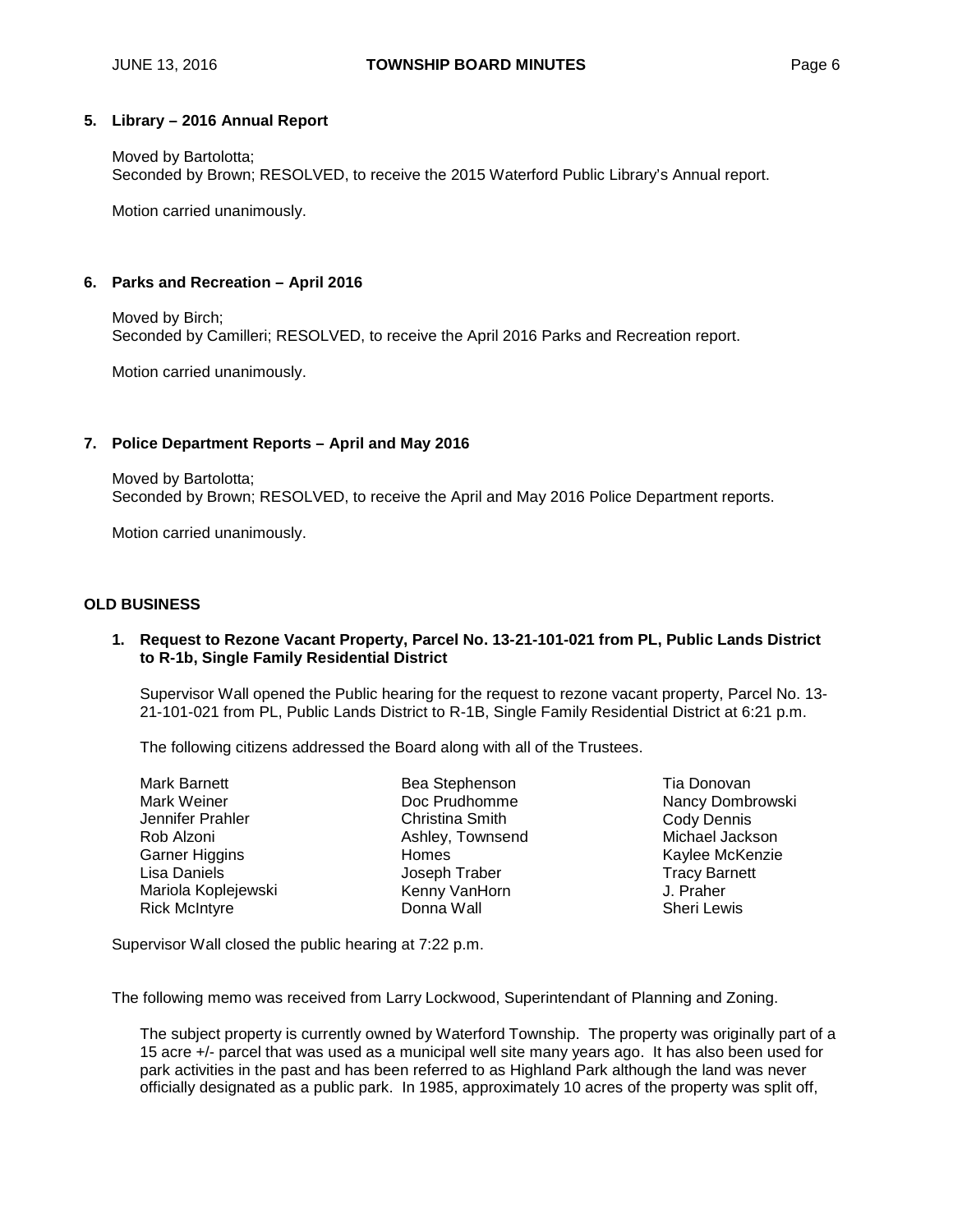**5. Library – 2016 Annual Report**

Moved by Bartolotta;
Seconded by Brown; RESOLVED, to receive the 2015 Waterford Public Library's Annual report.

Motion carried unanimously.

**6. Parks and Recreation – April 2016**

Moved by Birch;
Seconded by Camilleri; RESOLVED, to receive the April 2016 Parks and Recreation report.

Motion carried unanimously.

**7. Police Department Reports – April and May 2016**

Moved by Bartolotta;
Seconded by Brown; RESOLVED, to receive the April and May 2016 Police Department reports.

Motion carried unanimously.

**OLD BUSINESS**

**1. Request to Rezone Vacant Property, Parcel No. 13-21-101-021 from PL, Public Lands District to R-1b, Single Family Residential District**

Supervisor Wall opened the Public hearing for the request to rezone vacant property, Parcel No. 13-21-101-021 from PL, Public Lands District to R-1B, Single Family Residential District at 6:21 p.m.

The following citizens addressed the Board along with all of the Trustees.

Mark Barnett
Mark Weiner
Jennifer Prahler
Rob Alzoni
Garner Higgins
Lisa Daniels
Mariola Koplejewski
Rick McIntyre
Bea Stephenson
Doc Prudhomme
Christina Smith
Ashley, Townsend
Homes
Joseph Traber
Kenny VanHorn
Donna Wall
Tia Donovan
Nancy Dombrowski
Cody Dennis
Michael Jackson
Kaylee McKenzie
Tracy Barnett
J. Praher
Sheri Lewis

Supervisor Wall closed the public hearing at 7:22 p.m.

The following memo was received from Larry Lockwood, Superintendant of Planning and Zoning.

The subject property is currently owned by Waterford Township. The property was originally part of a 15 acre +/- parcel that was used as a municipal well site many years ago. It has also been used for park activities in the past and has been referred to as Highland Park although the land was never officially designated as a public park. In 1985, approximately 10 acres of the property was split off,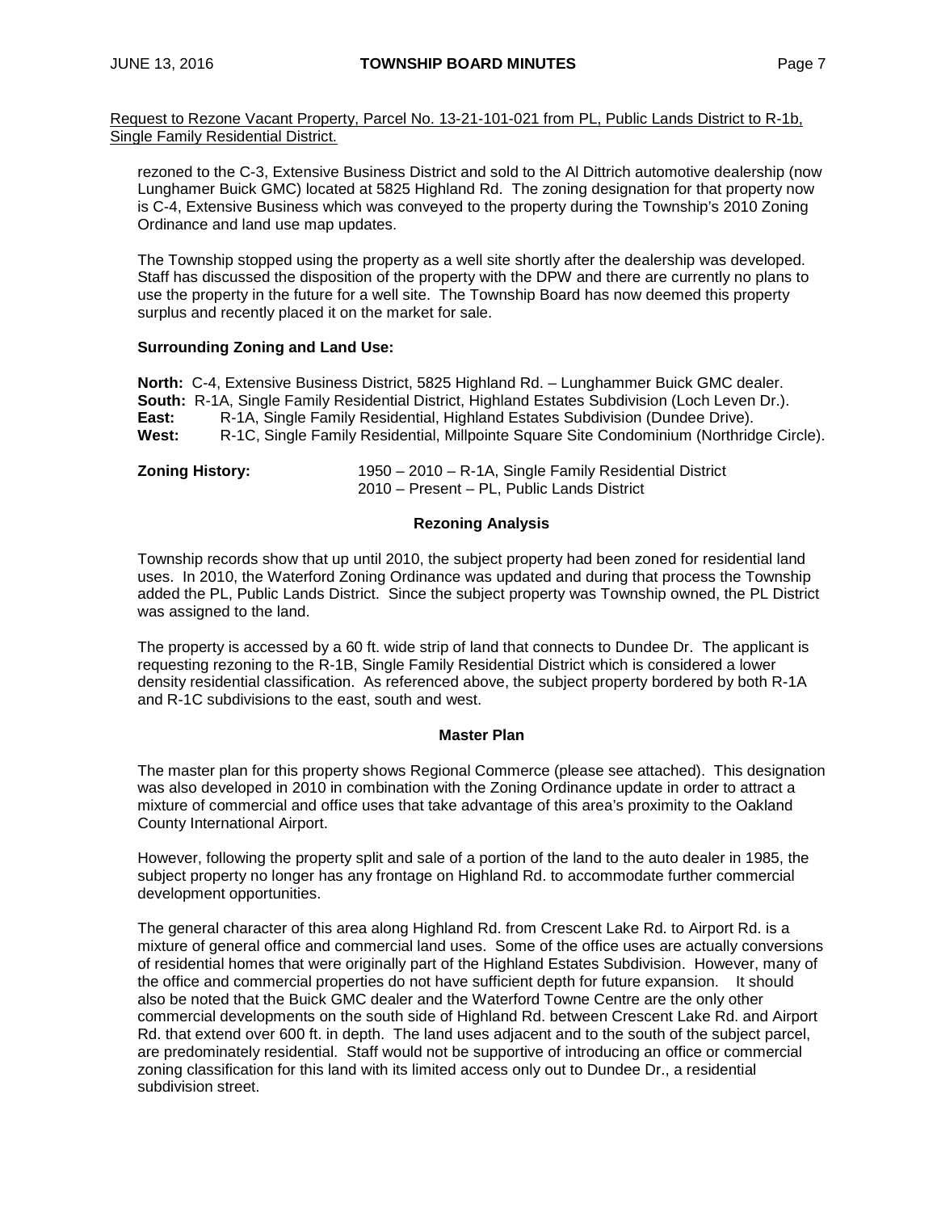Request to Rezone Vacant Property, Parcel No. 13-21-101-021 from PL, Public Lands District to R-1b, Single Family Residential District.

rezoned to the C-3, Extensive Business District and sold to the Al Dittrich automotive dealership (now Lunghamer Buick GMC) located at 5825 Highland Rd. The zoning designation for that property now is C-4, Extensive Business which was conveyed to the property during the Township's 2010 Zoning Ordinance and land use map updates.

The Township stopped using the property as a well site shortly after the dealership was developed. Staff has discussed the disposition of the property with the DPW and there are currently no plans to use the property in the future for a well site. The Township Board has now deemed this property surplus and recently placed it on the market for sale.

**Surrounding Zoning and Land Use:**

**North:** C-4, Extensive Business District, 5825 Highland Rd. – Lunghammer Buick GMC dealer.
**South:** R-1A, Single Family Residential District, Highland Estates Subdivision (Loch Leven Dr.).
**East:** R-1A, Single Family Residential, Highland Estates Subdivision (Dundee Drive).
**West:** R-1C, Single Family Residential, Millpointe Square Site Condominium (Northridge Circle).

**Zoning History:** 1950 – 2010 – R-1A, Single Family Residential District
2010 – Present – PL, Public Lands District

**Rezoning Analysis**

Township records show that up until 2010, the subject property had been zoned for residential land uses. In 2010, the Waterford Zoning Ordinance was updated and during that process the Township added the PL, Public Lands District. Since the subject property was Township owned, the PL District was assigned to the land.

The property is accessed by a 60 ft. wide strip of land that connects to Dundee Dr. The applicant is requesting rezoning to the R-1B, Single Family Residential District which is considered a lower density residential classification. As referenced above, the subject property bordered by both R-1A and R-1C subdivisions to the east, south and west.

**Master Plan**

The master plan for this property shows Regional Commerce (please see attached). This designation was also developed in 2010 in combination with the Zoning Ordinance update in order to attract a mixture of commercial and office uses that take advantage of this area's proximity to the Oakland County International Airport.

However, following the property split and sale of a portion of the land to the auto dealer in 1985, the subject property no longer has any frontage on Highland Rd. to accommodate further commercial development opportunities.

The general character of this area along Highland Rd. from Crescent Lake Rd. to Airport Rd. is a mixture of general office and commercial land uses. Some of the office uses are actually conversions of residential homes that were originally part of the Highland Estates Subdivision. However, many of the office and commercial properties do not have sufficient depth for future expansion. It should also be noted that the Buick GMC dealer and the Waterford Towne Centre are the only other commercial developments on the south side of Highland Rd. between Crescent Lake Rd. and Airport Rd. that extend over 600 ft. in depth. The land uses adjacent and to the south of the subject parcel, are predominately residential. Staff would not be supportive of introducing an office or commercial zoning classification for this land with its limited access only out to Dundee Dr., a residential subdivision street.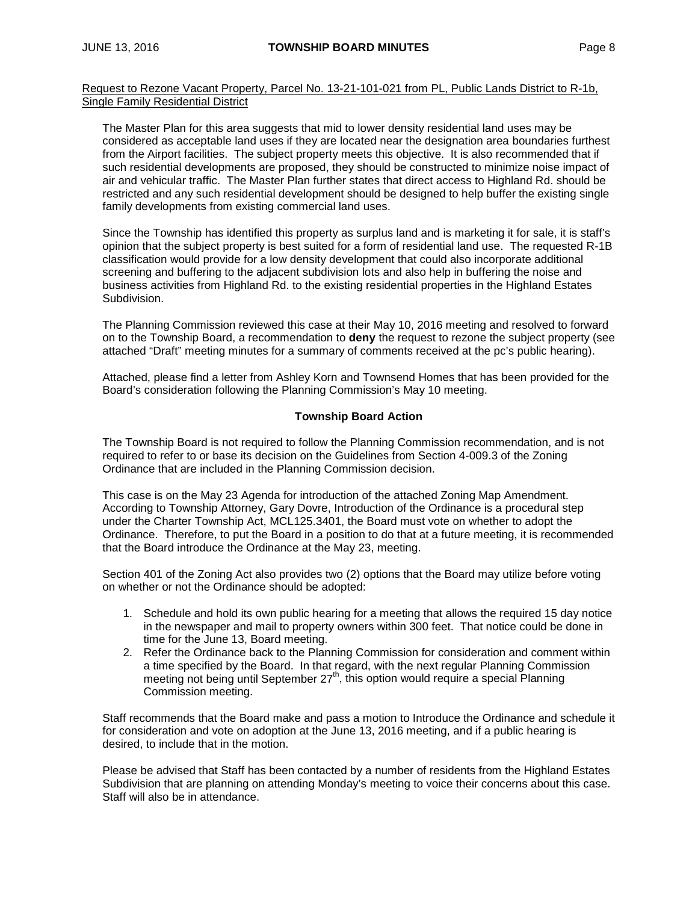Request to Rezone Vacant Property, Parcel No. 13-21-101-021 from PL, Public Lands District to R-1b, Single Family Residential District

The Master Plan for this area suggests that mid to lower density residential land uses may be considered as acceptable land uses if they are located near the designation area boundaries furthest from the Airport facilities. The subject property meets this objective. It is also recommended that if such residential developments are proposed, they should be constructed to minimize noise impact of air and vehicular traffic. The Master Plan further states that direct access to Highland Rd. should be restricted and any such residential development should be designed to help buffer the existing single family developments from existing commercial land uses.

Since the Township has identified this property as surplus land and is marketing it for sale, it is staff's opinion that the subject property is best suited for a form of residential land use. The requested R-1B classification would provide for a low density development that could also incorporate additional screening and buffering to the adjacent subdivision lots and also help in buffering the noise and business activities from Highland Rd. to the existing residential properties in the Highland Estates Subdivision.

The Planning Commission reviewed this case at their May 10, 2016 meeting and resolved to forward on to the Township Board, a recommendation to **deny** the request to rezone the subject property (see attached "Draft" meeting minutes for a summary of comments received at the pc's public hearing).

Attached, please find a letter from Ashley Korn and Townsend Homes that has been provided for the Board's consideration following the Planning Commission's May 10 meeting.

**Township Board Action**

The Township Board is not required to follow the Planning Commission recommendation, and is not required to refer to or base its decision on the Guidelines from Section 4-009.3 of the Zoning Ordinance that are included in the Planning Commission decision.

This case is on the May 23 Agenda for introduction of the attached Zoning Map Amendment. According to Township Attorney, Gary Dovre, Introduction of the Ordinance is a procedural step under the Charter Township Act, MCL125.3401, the Board must vote on whether to adopt the Ordinance. Therefore, to put the Board in a position to do that at a future meeting, it is recommended that the Board introduce the Ordinance at the May 23, meeting.

Section 401 of the Zoning Act also provides two (2) options that the Board may utilize before voting on whether or not the Ordinance should be adopted:

1. Schedule and hold its own public hearing for a meeting that allows the required 15 day notice in the newspaper and mail to property owners within 300 feet. That notice could be done in time for the June 13, Board meeting.
2. Refer the Ordinance back to the Planning Commission for consideration and comment within a time specified by the Board. In that regard, with the next regular Planning Commission meeting not being until September 27th, this option would require a special Planning Commission meeting.

Staff recommends that the Board make and pass a motion to Introduce the Ordinance and schedule it for consideration and vote on adoption at the June 13, 2016 meeting, and if a public hearing is desired, to include that in the motion.

Please be advised that Staff has been contacted by a number of residents from the Highland Estates Subdivision that are planning on attending Monday's meeting to voice their concerns about this case. Staff will also be in attendance.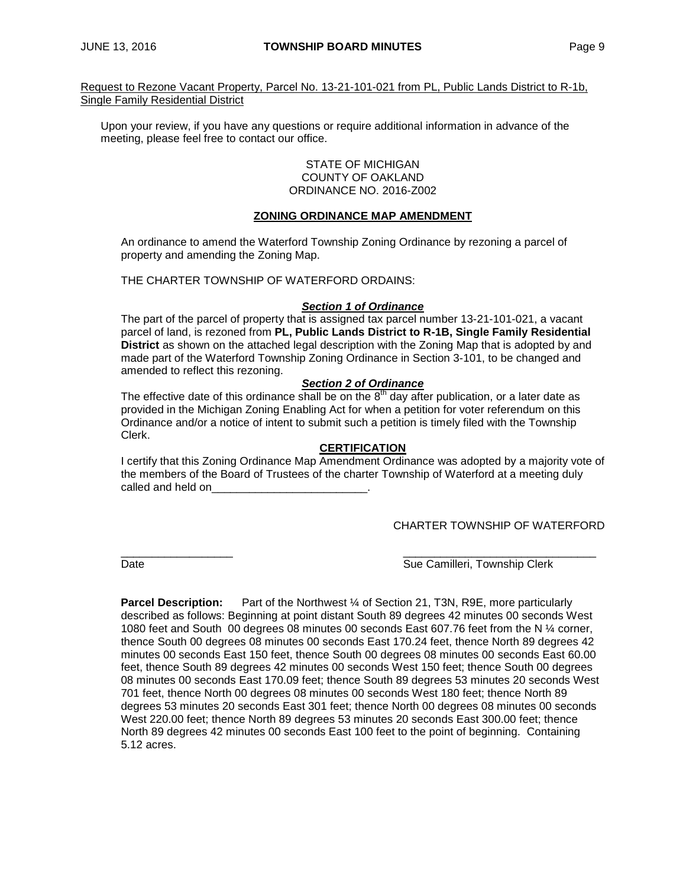Request to Rezone Vacant Property, Parcel No. 13-21-101-021 from PL, Public Lands District to R-1b, Single Family Residential District

Upon your review, if you have any questions or require additional information in advance of the meeting, please feel free to contact our office.

STATE OF MICHIGAN
COUNTY OF OAKLAND
ORDINANCE NO. 2016-Z002

**ZONING ORDINANCE MAP AMENDMENT**

An ordinance to amend the Waterford Township Zoning Ordinance by rezoning a parcel of property and amending the Zoning Map.

THE CHARTER TOWNSHIP OF WATERFORD ORDAINS:

***Section 1 of Ordinance***

The part of the parcel of property that is assigned tax parcel number 13-21-101-021, a vacant parcel of land, is rezoned from **PL, Public Lands District to R-1B, Single Family Residential District** as shown on the attached legal description with the Zoning Map that is adopted by and made part of the Waterford Township Zoning Ordinance in Section 3-101, to be changed and amended to reflect this rezoning.

***Section 2 of Ordinance***

The effective date of this ordinance shall be on the 8th day after publication, or a later date as provided in the Michigan Zoning Enabling Act for when a petition for voter referendum on this Ordinance and/or a notice of intent to submit such a petition is timely filed with the Township Clerk.

**CERTIFICATION**

I certify that this Zoning Ordinance Map Amendment Ordinance was adopted by a majority vote of the members of the Board of Trustees of the charter Township of Waterford at a meeting duly called and held on_________________________.

CHARTER TOWNSHIP OF WATERFORD

__________________ Date

_______________________________ Sue Camilleri, Township Clerk

**Parcel Description:** Part of the Northwest ¼ of Section 21, T3N, R9E, more particularly described as follows: Beginning at point distant South 89 degrees 42 minutes 00 seconds West 1080 feet and South 00 degrees 08 minutes 00 seconds East 607.76 feet from the N ¼ corner, thence South 00 degrees 08 minutes 00 seconds East 170.24 feet, thence North 89 degrees 42 minutes 00 seconds East 150 feet, thence South 00 degrees 08 minutes 00 seconds East 60.00 feet, thence South 89 degrees 42 minutes 00 seconds West 150 feet; thence South 00 degrees 08 minutes 00 seconds East 170.09 feet; thence South 89 degrees 53 minutes 20 seconds West 701 feet, thence North 00 degrees 08 minutes 00 seconds West 180 feet; thence North 89 degrees 53 minutes 20 seconds East 301 feet; thence North 00 degrees 08 minutes 00 seconds West 220.00 feet; thence North 89 degrees 53 minutes 20 seconds East 300.00 feet; thence North 89 degrees 42 minutes 00 seconds East 100 feet to the point of beginning. Containing 5.12 acres.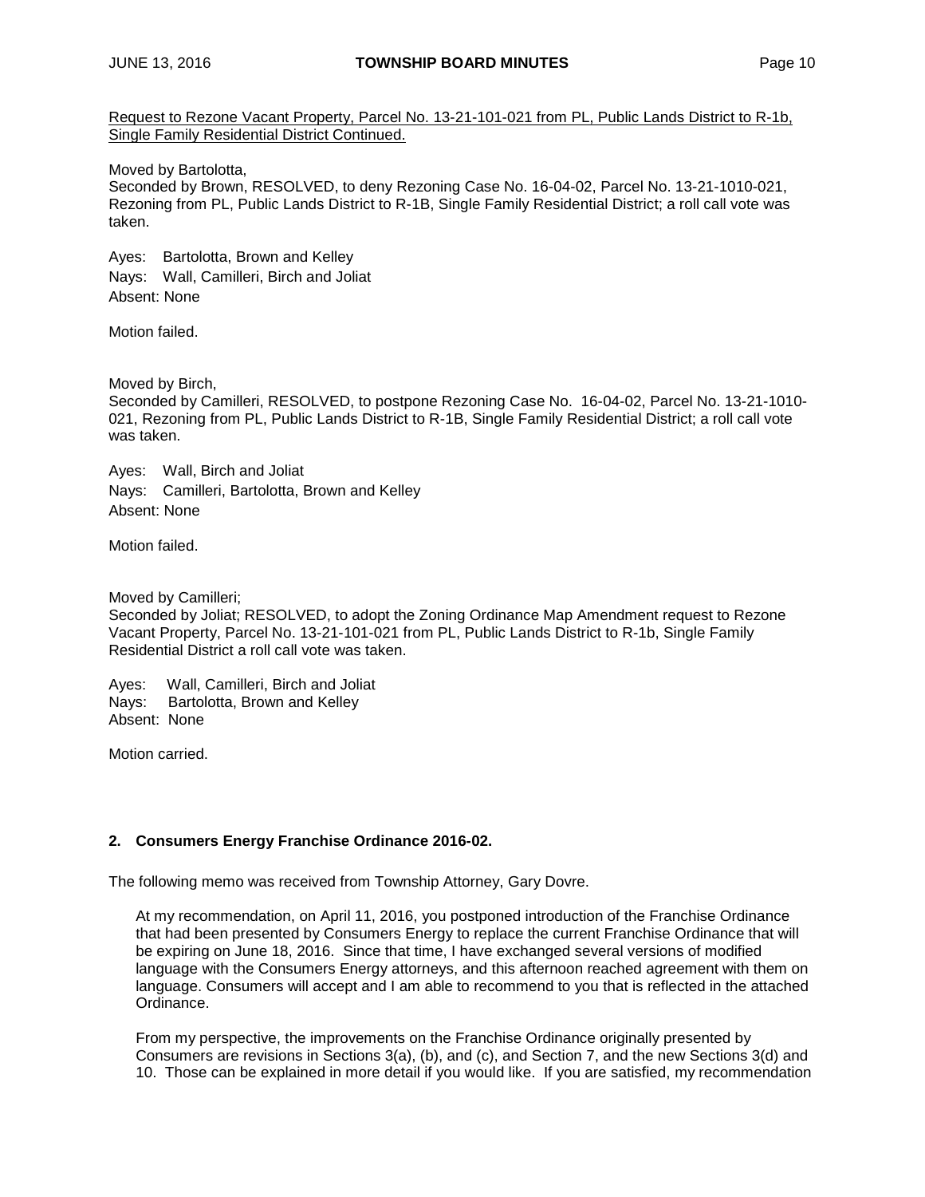Request to Rezone Vacant Property, Parcel No. 13-21-101-021 from PL, Public Lands District to R-1b, Single Family Residential District Continued.

Moved by Bartolotta,
Seconded by Brown, RESOLVED, to deny Rezoning Case No. 16-04-02, Parcel No. 13-21-1010-021, Rezoning from PL, Public Lands District to R-1B, Single Family Residential District; a roll call vote was taken.

Ayes: Bartolotta, Brown and Kelley
Nays: Wall, Camilleri, Birch and Joliat
Absent: None

Motion failed.

Moved by Birch,
Seconded by Camilleri, RESOLVED, to postpone Rezoning Case No. 16-04-02, Parcel No. 13-21-1010-021, Rezoning from PL, Public Lands District to R-1B, Single Family Residential District; a roll call vote was taken.

Ayes: Wall, Birch and Joliat
Nays: Camilleri, Bartolotta, Brown and Kelley
Absent: None

Motion failed.

Moved by Camilleri;
Seconded by Joliat; RESOLVED, to adopt the Zoning Ordinance Map Amendment request to Rezone Vacant Property, Parcel No. 13-21-101-021 from PL, Public Lands District to R-1b, Single Family Residential District a roll call vote was taken.

Ayes: Wall, Camilleri, Birch and Joliat
Nays: Bartolotta, Brown and Kelley
Absent: None

Motion carried.

**2. Consumers Energy Franchise Ordinance 2016-02.**

The following memo was received from Township Attorney, Gary Dovre.

> At my recommendation, on April 11, 2016, you postponed introduction of the Franchise Ordinance that had been presented by Consumers Energy to replace the current Franchise Ordinance that will be expiring on June 18, 2016. Since that time, I have exchanged several versions of modified language with the Consumers Energy attorneys, and this afternoon reached agreement with them on language. Consumers will accept and I am able to recommend to you that is reflected in the attached Ordinance.
>
> From my perspective, the improvements on the Franchise Ordinance originally presented by Consumers are revisions in Sections 3(a), (b), and (c), and Section 7, and the new Sections 3(d) and 10. Those can be explained in more detail if you would like. If you are satisfied, my recommendation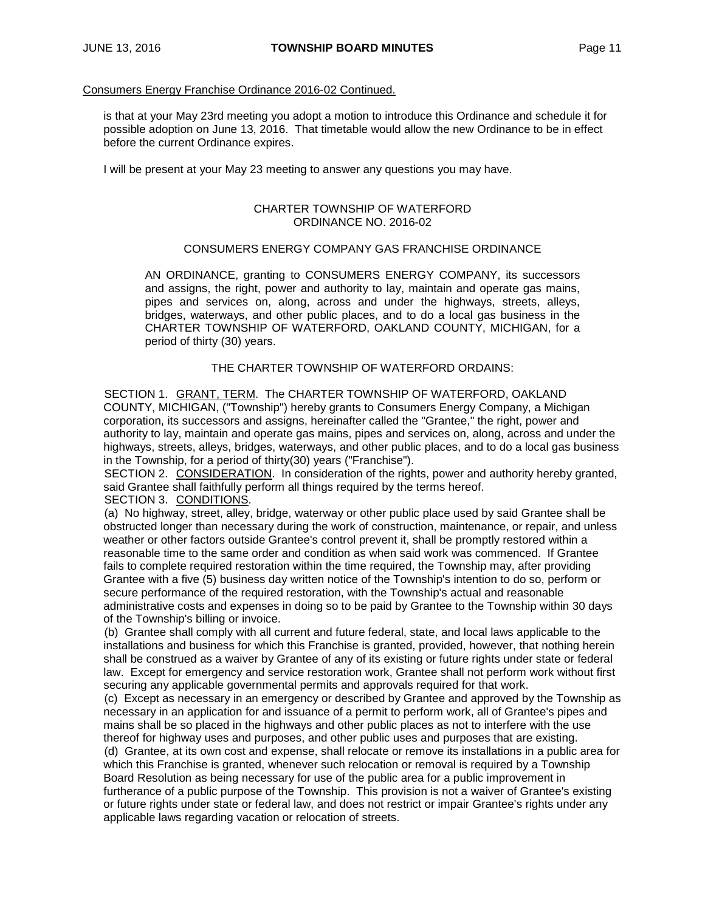Consumers Energy Franchise Ordinance 2016-02 Continued.

is that at your May 23rd meeting you adopt a motion to introduce this Ordinance and schedule it for possible adoption on June 13, 2016. That timetable would allow the new Ordinance to be in effect before the current Ordinance expires.

I will be present at your May 23 meeting to answer any questions you may have.

CHARTER TOWNSHIP OF WATERFORD
ORDINANCE NO. 2016-02

CONSUMERS ENERGY COMPANY GAS FRANCHISE ORDINANCE

AN ORDINANCE, granting to CONSUMERS ENERGY COMPANY, its successors and assigns, the right, power and authority to lay, maintain and operate gas mains, pipes and services on, along, across and under the highways, streets, alleys, bridges, waterways, and other public places, and to do a local gas business in the CHARTER TOWNSHIP OF WATERFORD, OAKLAND COUNTY, MICHIGAN, for a period of thirty (30) years.

THE CHARTER TOWNSHIP OF WATERFORD ORDAINS:

SECTION 1. GRANT, TERM. The CHARTER TOWNSHIP OF WATERFORD, OAKLAND COUNTY, MICHIGAN, ("Township") hereby grants to Consumers Energy Company, a Michigan corporation, its successors and assigns, hereinafter called the "Grantee," the right, power and authority to lay, maintain and operate gas mains, pipes and services on, along, across and under the highways, streets, alleys, bridges, waterways, and other public places, and to do a local gas business in the Township, for a period of thirty(30) years ("Franchise").

SECTION 2. CONSIDERATION. In consideration of the rights, power and authority hereby granted, said Grantee shall faithfully perform all things required by the terms hereof.

SECTION 3. CONDITIONS.

(a) No highway, street, alley, bridge, waterway or other public place used by said Grantee shall be obstructed longer than necessary during the work of construction, maintenance, or repair, and unless weather or other factors outside Grantee's control prevent it, shall be promptly restored within a reasonable time to the same order and condition as when said work was commenced. If Grantee fails to complete required restoration within the time required, the Township may, after providing Grantee with a five (5) business day written notice of the Township's intention to do so, perform or secure performance of the required restoration, with the Township's actual and reasonable administrative costs and expenses in doing so to be paid by Grantee to the Township within 30 days of the Township's billing or invoice.

(b) Grantee shall comply with all current and future federal, state, and local laws applicable to the installations and business for which this Franchise is granted, provided, however, that nothing herein shall be construed as a waiver by Grantee of any of its existing or future rights under state or federal law. Except for emergency and service restoration work, Grantee shall not perform work without first securing any applicable governmental permits and approvals required for that work.

(c) Except as necessary in an emergency or described by Grantee and approved by the Township as necessary in an application for and issuance of a permit to perform work, all of Grantee's pipes and mains shall be so placed in the highways and other public places as not to interfere with the use thereof for highway uses and purposes, and other public uses and purposes that are existing.

(d) Grantee, at its own cost and expense, shall relocate or remove its installations in a public area for which this Franchise is granted, whenever such relocation or removal is required by a Township Board Resolution as being necessary for use of the public area for a public improvement in furtherance of a public purpose of the Township. This provision is not a waiver of Grantee's existing or future rights under state or federal law, and does not restrict or impair Grantee's rights under any applicable laws regarding vacation or relocation of streets.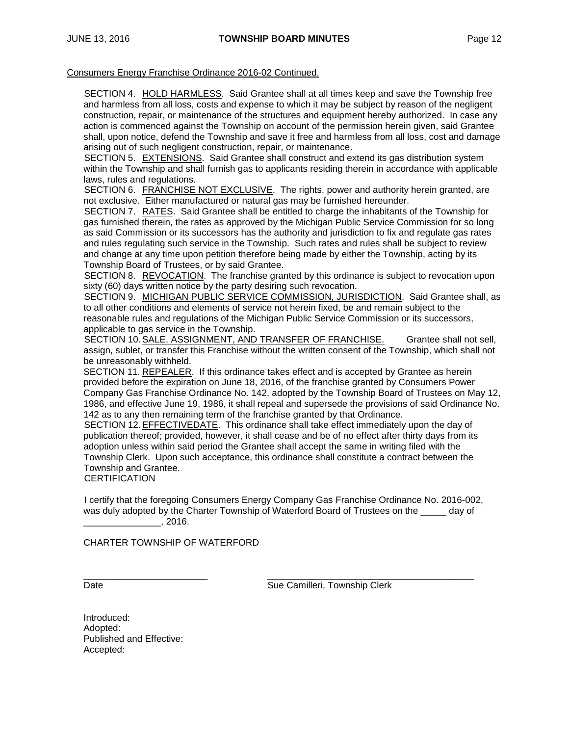Consumers Energy Franchise Ordinance 2016-02 Continued.

SECTION 4. HOLD HARMLESS. Said Grantee shall at all times keep and save the Township free and harmless from all loss, costs and expense to which it may be subject by reason of the negligent construction, repair, or maintenance of the structures and equipment hereby authorized. In case any action is commenced against the Township on account of the permission herein given, said Grantee shall, upon notice, defend the Township and save it free and harmless from all loss, cost and damage arising out of such negligent construction, repair, or maintenance.

SECTION 5. EXTENSIONS. Said Grantee shall construct and extend its gas distribution system within the Township and shall furnish gas to applicants residing therein in accordance with applicable laws, rules and regulations.

SECTION 6. FRANCHISE NOT EXCLUSIVE. The rights, power and authority herein granted, are not exclusive. Either manufactured or natural gas may be furnished hereunder.

SECTION 7. RATES. Said Grantee shall be entitled to charge the inhabitants of the Township for gas furnished therein, the rates as approved by the Michigan Public Service Commission for so long as said Commission or its successors has the authority and jurisdiction to fix and regulate gas rates and rules regulating such service in the Township. Such rates and rules shall be subject to review and change at any time upon petition therefore being made by either the Township, acting by its Township Board of Trustees, or by said Grantee.

SECTION 8. REVOCATION. The franchise granted by this ordinance is subject to revocation upon sixty (60) days written notice by the party desiring such revocation.

SECTION 9. MICHIGAN PUBLIC SERVICE COMMISSION, JURISDICTION. Said Grantee shall, as to all other conditions and elements of service not herein fixed, be and remain subject to the reasonable rules and regulations of the Michigan Public Service Commission or its successors, applicable to gas service in the Township.

SECTION 10. SALE, ASSIGNMENT, AND TRANSFER OF FRANCHISE. Grantee shall not sell, assign, sublet, or transfer this Franchise without the written consent of the Township, which shall not be unreasonably withheld.

SECTION 11. REPEALER. If this ordinance takes effect and is accepted by Grantee as herein provided before the expiration on June 18, 2016, of the franchise granted by Consumers Power Company Gas Franchise Ordinance No. 142, adopted by the Township Board of Trustees on May 12, 1986, and effective June 19, 1986, it shall repeal and supersede the provisions of said Ordinance No. 142 as to any then remaining term of the franchise granted by that Ordinance.

SECTION 12. EFFECTIVEDATE. This ordinance shall take effect immediately upon the day of publication thereof; provided, however, it shall cease and be of no effect after thirty days from its adoption unless within said period the Grantee shall accept the same in writing filed with the Township Clerk. Upon such acceptance, this ordinance shall constitute a contract between the Township and Grantee.

CERTIFICATION

I certify that the foregoing Consumers Energy Company Gas Franchise Ordinance No. 2016-002, was duly adopted by the Charter Township of Waterford Board of Trustees on the _____ day of _______________, 2016.

CHARTER TOWNSHIP OF WATERFORD

_________________________ _________________________________________

Date Sue Camilleri, Township Clerk

Introduced:
Adopted:
Published and Effective:
Accepted: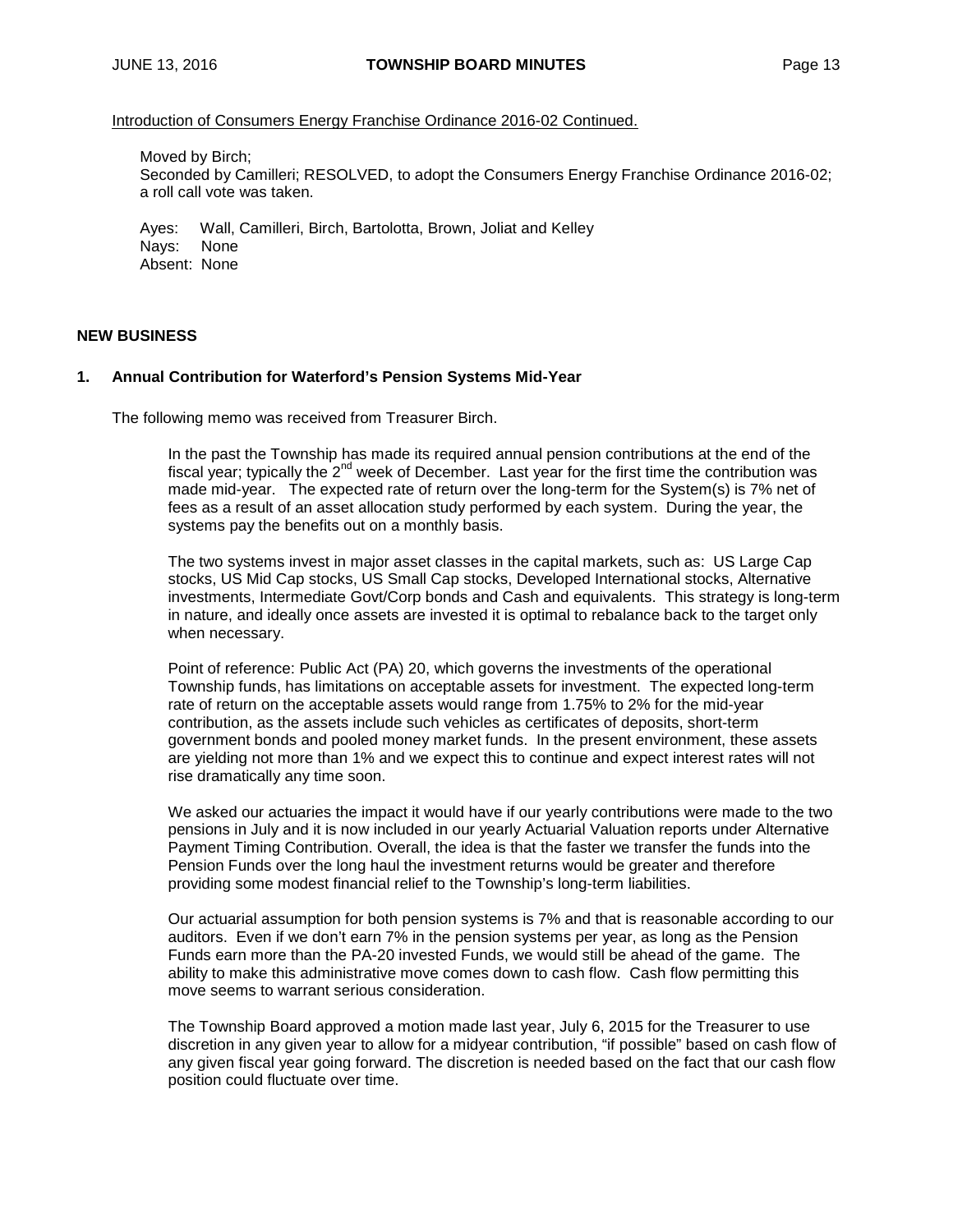Introduction of Consumers Energy Franchise Ordinance 2016-02 Continued.

Moved by Birch;
Seconded by Camilleri; RESOLVED, to adopt the Consumers Energy Franchise Ordinance 2016-02; a roll call vote was taken.

Ayes: Wall, Camilleri, Birch, Bartolotta, Brown, Joliat and Kelley
Nays: None
Absent: None

## NEW BUSINESS

### 1. Annual Contribution for Waterford's Pension Systems Mid-Year

The following memo was received from Treasurer Birch.

> In the past the Township has made its required annual pension contributions at the end of the fiscal year; typically the 2nd week of December. Last year for the first time the contribution was made mid-year. The expected rate of return over the long-term for the System(s) is 7% net of fees as a result of an asset allocation study performed by each system. During the year, the systems pay the benefits out on a monthly basis.
>
> The two systems invest in major asset classes in the capital markets, such as: US Large Cap stocks, US Mid Cap stocks, US Small Cap stocks, Developed International stocks, Alternative investments, Intermediate Govt/Corp bonds and Cash and equivalents. This strategy is long-term in nature, and ideally once assets are invested it is optimal to rebalance back to the target only when necessary.
>
> Point of reference: Public Act (PA) 20, which governs the investments of the operational Township funds, has limitations on acceptable assets for investment. The expected long-term rate of return on the acceptable assets would range from 1.75% to 2% for the mid-year contribution, as the assets include such vehicles as certificates of deposits, short-term government bonds and pooled money market funds. In the present environment, these assets are yielding not more than 1% and we expect this to continue and expect interest rates will not rise dramatically any time soon.
>
> We asked our actuaries the impact it would have if our yearly contributions were made to the two pensions in July and it is now included in our yearly Actuarial Valuation reports under Alternative Payment Timing Contribution. Overall, the idea is that the faster we transfer the funds into the Pension Funds over the long haul the investment returns would be greater and therefore providing some modest financial relief to the Township's long-term liabilities.
>
> Our actuarial assumption for both pension systems is 7% and that is reasonable according to our auditors. Even if we don't earn 7% in the pension systems per year, as long as the Pension Funds earn more than the PA-20 invested Funds, we would still be ahead of the game. The ability to make this administrative move comes down to cash flow. Cash flow permitting this move seems to warrant serious consideration.
>
> The Township Board approved a motion made last year, July 6, 2015 for the Treasurer to use discretion in any given year to allow for a midyear contribution, "if possible" based on cash flow of any given fiscal year going forward. The discretion is needed based on the fact that our cash flow position could fluctuate over time.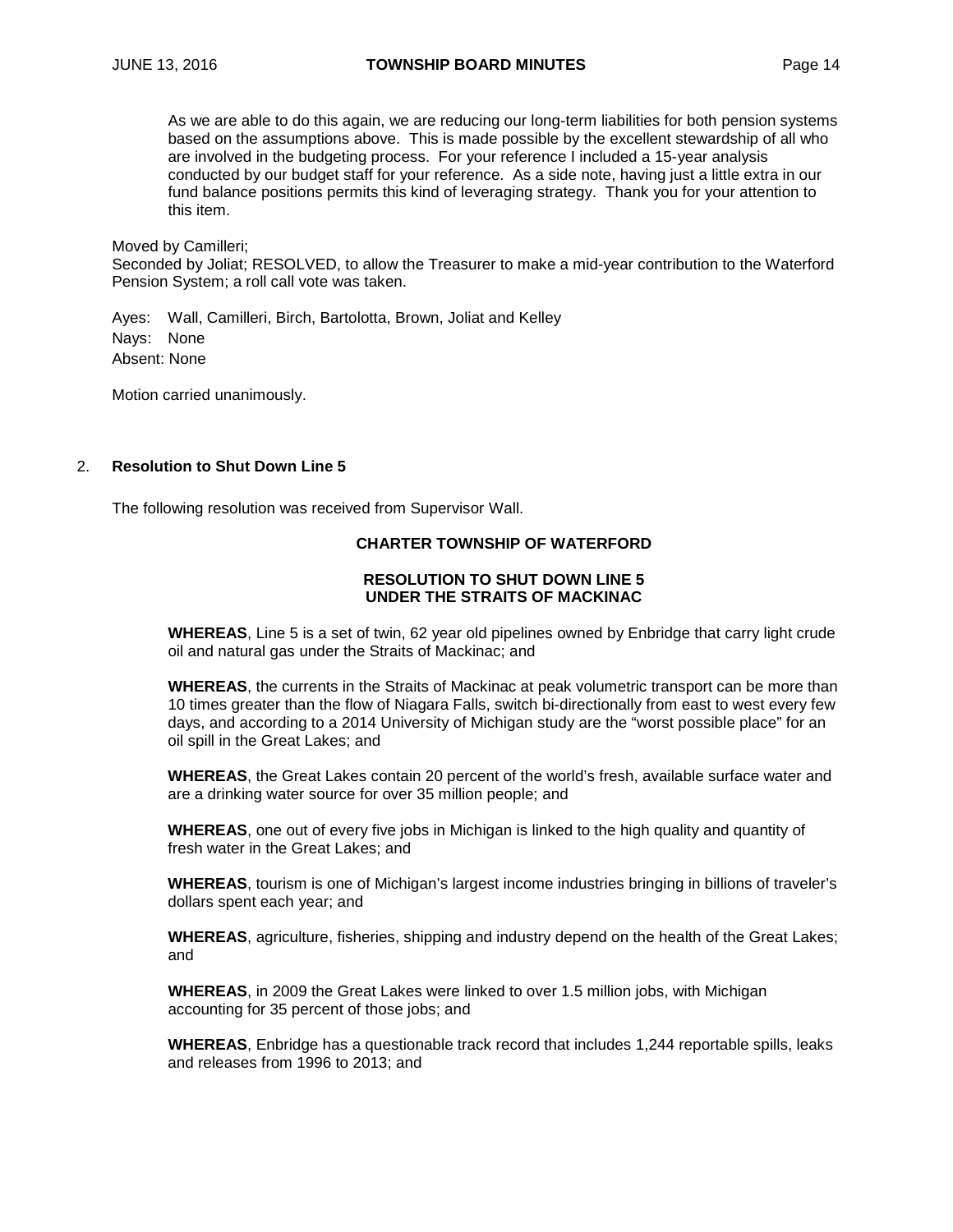As we are able to do this again, we are reducing our long-term liabilities for both pension systems based on the assumptions above. This is made possible by the excellent stewardship of all who are involved in the budgeting process. For your reference I included a 15-year analysis conducted by our budget staff for your reference. As a side note, having just a little extra in our fund balance positions permits this kind of leveraging strategy. Thank you for your attention to this item.

Moved by Camilleri;
Seconded by Joliat; RESOLVED, to allow the Treasurer to make a mid-year contribution to the Waterford Pension System; a roll call vote was taken.

Ayes: Wall, Camilleri, Birch, Bartolotta, Brown, Joliat and Kelley
Nays: None
Absent: None

Motion carried unanimously.

2. **Resolution to Shut Down Line 5**

The following resolution was received from Supervisor Wall.

**CHARTER TOWNSHIP OF WATERFORD**

**RESOLUTION TO SHUT DOWN LINE 5**
**UNDER THE STRAITS OF MACKINAC**

**WHEREAS**, Line 5 is a set of twin, 62 year old pipelines owned by Enbridge that carry light crude oil and natural gas under the Straits of Mackinac; and

**WHEREAS**, the currents in the Straits of Mackinac at peak volumetric transport can be more than 10 times greater than the flow of Niagara Falls, switch bi-directionally from east to west every few days, and according to a 2014 University of Michigan study are the "worst possible place" for an oil spill in the Great Lakes; and

**WHEREAS**, the Great Lakes contain 20 percent of the world's fresh, available surface water and are a drinking water source for over 35 million people; and

**WHEREAS**, one out of every five jobs in Michigan is linked to the high quality and quantity of fresh water in the Great Lakes; and

**WHEREAS**, tourism is one of Michigan's largest income industries bringing in billions of traveler's dollars spent each year; and

**WHEREAS**, agriculture, fisheries, shipping and industry depend on the health of the Great Lakes; and

**WHEREAS**, in 2009 the Great Lakes were linked to over 1.5 million jobs, with Michigan accounting for 35 percent of those jobs; and

**WHEREAS**, Enbridge has a questionable track record that includes 1,244 reportable spills, leaks and releases from 1996 to 2013; and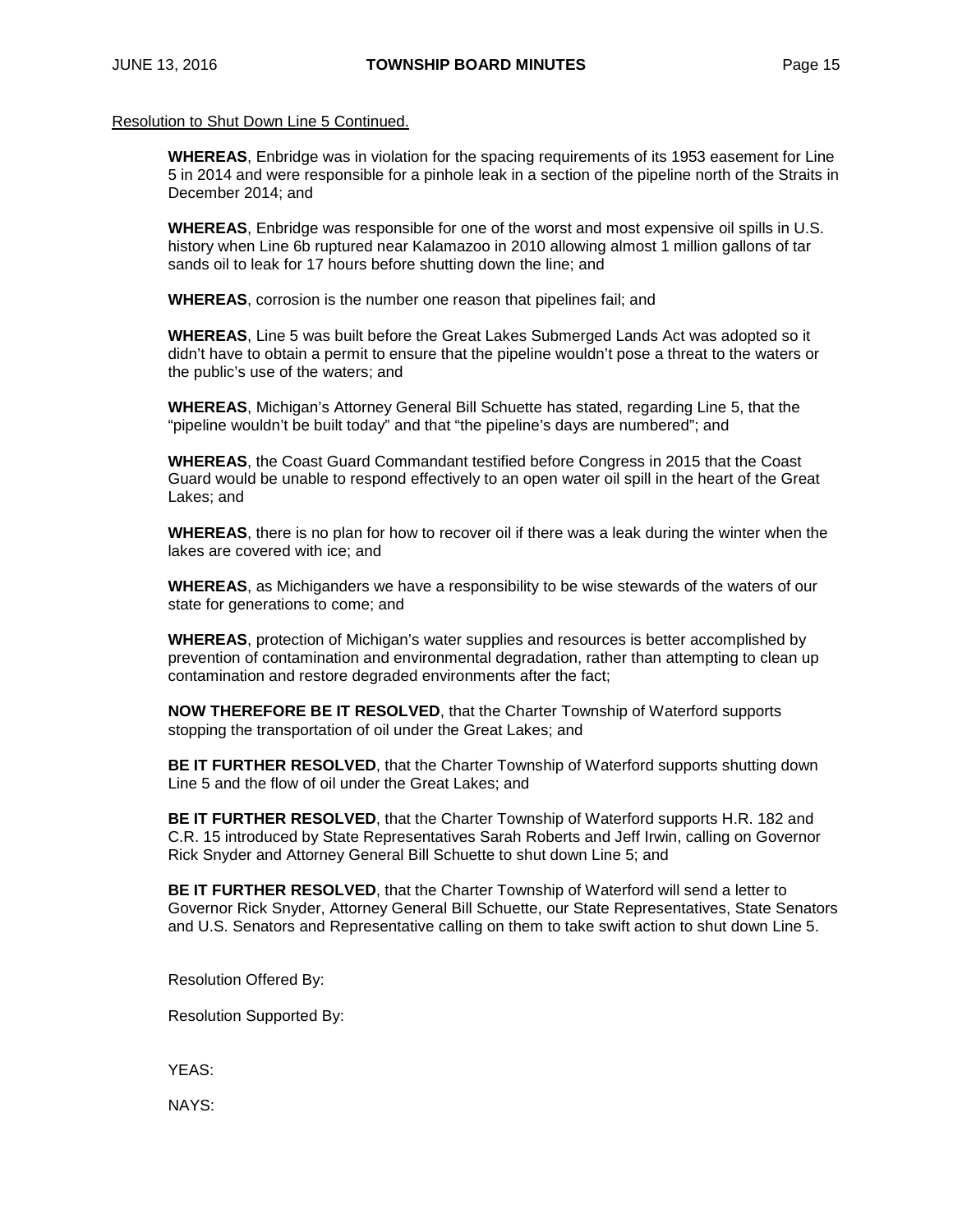Resolution to Shut Down Line 5 Continued.

**WHEREAS**, Enbridge was in violation for the spacing requirements of its 1953 easement for Line 5 in 2014 and were responsible for a pinhole leak in a section of the pipeline north of the Straits in December 2014; and

**WHEREAS**, Enbridge was responsible for one of the worst and most expensive oil spills in U.S. history when Line 6b ruptured near Kalamazoo in 2010 allowing almost 1 million gallons of tar sands oil to leak for 17 hours before shutting down the line; and

**WHEREAS**, corrosion is the number one reason that pipelines fail; and

**WHEREAS**, Line 5 was built before the Great Lakes Submerged Lands Act was adopted so it didn't have to obtain a permit to ensure that the pipeline wouldn't pose a threat to the waters or the public's use of the waters; and

**WHEREAS**, Michigan's Attorney General Bill Schuette has stated, regarding Line 5, that the "pipeline wouldn't be built today" and that "the pipeline's days are numbered"; and

**WHEREAS**, the Coast Guard Commandant testified before Congress in 2015 that the Coast Guard would be unable to respond effectively to an open water oil spill in the heart of the Great Lakes; and

**WHEREAS**, there is no plan for how to recover oil if there was a leak during the winter when the lakes are covered with ice; and

**WHEREAS**, as Michiganders we have a responsibility to be wise stewards of the waters of our state for generations to come; and

**WHEREAS**, protection of Michigan's water supplies and resources is better accomplished by prevention of contamination and environmental degradation, rather than attempting to clean up contamination and restore degraded environments after the fact;

**NOW THEREFORE BE IT RESOLVED**, that the Charter Township of Waterford supports stopping the transportation of oil under the Great Lakes; and

**BE IT FURTHER RESOLVED**, that the Charter Township of Waterford supports shutting down Line 5 and the flow of oil under the Great Lakes; and

**BE IT FURTHER RESOLVED**, that the Charter Township of Waterford supports H.R. 182 and C.R. 15 introduced by State Representatives Sarah Roberts and Jeff Irwin, calling on Governor Rick Snyder and Attorney General Bill Schuette to shut down Line 5; and

**BE IT FURTHER RESOLVED**, that the Charter Township of Waterford will send a letter to Governor Rick Snyder, Attorney General Bill Schuette, our State Representatives, State Senators and U.S. Senators and Representative calling on them to take swift action to shut down Line 5.

Resolution Offered By:

Resolution Supported By:

YEAS:

NAYS: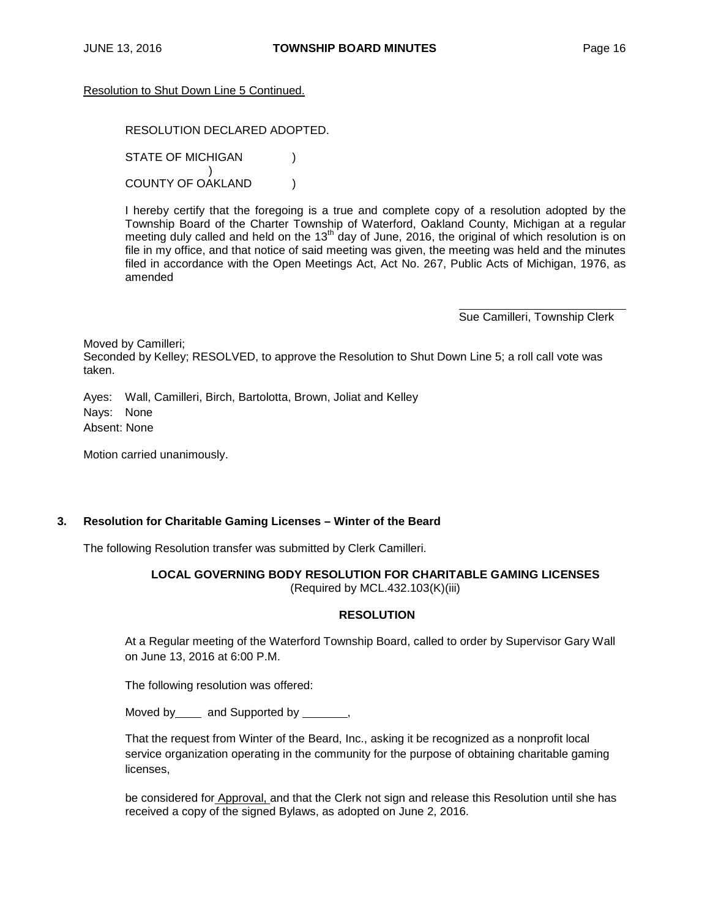Resolution to Shut Down Line 5 Continued.

RESOLUTION DECLARED ADOPTED.

STATE OF MICHIGAN )
)
COUNTY OF OAKLAND )

I hereby certify that the foregoing is a true and complete copy of a resolution adopted by the Township Board of the Charter Township of Waterford, Oakland County, Michigan at a regular meeting duly called and held on the 13th day of June, 2016, the original of which resolution is on file in my office, and that notice of said meeting was given, the meeting was held and the minutes filed in accordance with the Open Meetings Act, Act No. 267, Public Acts of Michigan, 1976, as amended

Sue Camilleri, Township Clerk

Moved by Camilleri;
Seconded by Kelley; RESOLVED, to approve the Resolution to Shut Down Line 5; a roll call vote was taken.

Ayes: Wall, Camilleri, Birch, Bartolotta, Brown, Joliat and Kelley
Nays: None
Absent: None

Motion carried unanimously.

## 3. Resolution for Charitable Gaming Licenses – Winter of the Beard

The following Resolution transfer was submitted by Clerk Camilleri.

**LOCAL GOVERNING BODY RESOLUTION FOR CHARITABLE GAMING LICENSES**
(Required by MCL.432.103(K)(iii)

**RESOLUTION**

At a Regular meeting of the Waterford Township Board, called to order by Supervisor Gary Wall on June 13, 2016 at 6:00 P.M.

The following resolution was offered:

Moved by____ and Supported by _______,

That the request from Winter of the Beard, Inc., asking it be recognized as a nonprofit local service organization operating in the community for the purpose of obtaining charitable gaming licenses,

be considered for Approval, and that the Clerk not sign and release this Resolution until she has received a copy of the signed Bylaws, as adopted on June 2, 2016.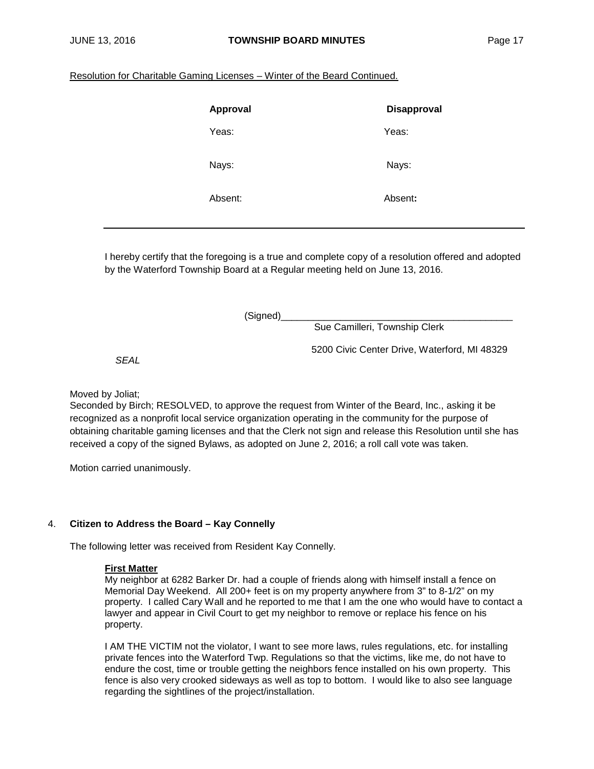Resolution for Charitable Gaming Licenses – Winter of the Beard Continued.

| Approval | Disapproval |
|---|---|
| Yeas: | Yeas: |
| Nays: | Nays: |
| Absent: | Absent: |

I hereby certify that the foregoing is a true and complete copy of a resolution offered and adopted by the Waterford Township Board at a Regular meeting held on June 13, 2016.

(Signed)\_\_\_\_\_\_\_\_\_\_\_\_\_\_\_\_\_\_\_\_\_\_\_\_\_\_\_\_\_\_\_\_\_\_\_\_\_\_\_\_\_\_\_\_
Sue Camilleri, Township Clerk

5200 Civic Center Drive, Waterford, MI 48329

*SEAL*

Moved by Joliat;
Seconded by Birch; RESOLVED, to approve the request from Winter of the Beard, Inc., asking it be recognized as a nonprofit local service organization operating in the community for the purpose of obtaining charitable gaming licenses and that the Clerk not sign and release this Resolution until she has received a copy of the signed Bylaws, as adopted on June 2, 2016; a roll call vote was taken.

Motion carried unanimously.

4. **Citizen to Address the Board – Kay Connelly**

The following letter was received from Resident Kay Connelly.

**First Matter**
My neighbor at 6282 Barker Dr. had a couple of friends along with himself install a fence on Memorial Day Weekend. All 200+ feet is on my property anywhere from 3" to 8-1/2" on my property. I called Cary Wall and he reported to me that I am the one who would have to contact a lawyer and appear in Civil Court to get my neighbor to remove or replace his fence on his property.

I AM THE VICTIM not the violator, I want to see more laws, rules regulations, etc. for installing private fences into the Waterford Twp. Regulations so that the victims, like me, do not have to endure the cost, time or trouble getting the neighbors fence installed on his own property. This fence is also very crooked sideways as well as top to bottom. I would like to also see language regarding the sightlines of the project/installation.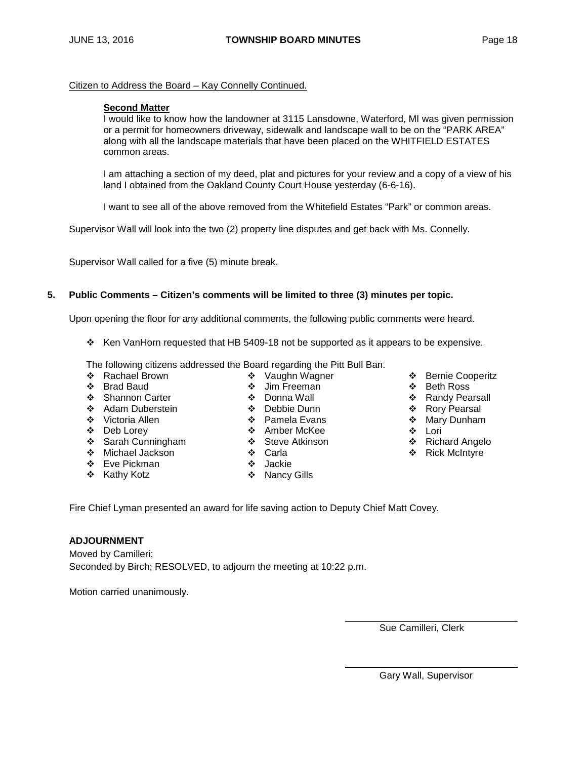Citizen to Address the Board – Kay Connelly Continued.

**Second Matter**

I would like to know how the landowner at 3115 Lansdowne, Waterford, MI was given permission or a permit for homeowners driveway, sidewalk and landscape wall to be on the "PARK AREA" along with all the landscape materials that have been placed on the WHITFIELD ESTATES common areas.

I am attaching a section of my deed, plat and pictures for your review and a copy of a view of his land I obtained from the Oakland County Court House yesterday (6-6-16).

I want to see all of the above removed from the Whitefield Estates "Park" or common areas.

Supervisor Wall will look into the two (2) property line disputes and get back with Ms. Connelly.

Supervisor Wall called for a five (5) minute break.

**5. Public Comments – Citizen's comments will be limited to three (3) minutes per topic.**

Upon opening the floor for any additional comments, the following public comments were heard.

- Ken VanHorn requested that HB 5409-18 not be supported as it appears to be expensive.

The following citizens addressed the Board regarding the Pitt Bull Ban.

- Rachael Brown
- Brad Baud
- Shannon Carter
- Adam Duberstein
- Victoria Allen
- Deb Lorey
- Sarah Cunningham
- Michael Jackson
- Eve Pickman
- Kathy Kotz
- Vaughn Wagner
- Jim Freeman
- Donna Wall
- Debbie Dunn
- Pamela Evans
- Amber McKee
- Steve Atkinson
- Carla
- Jackie
- Nancy Gills
- Bernie Cooperitz
- Beth Ross
- Randy Pearsall
- Rory Pearsal
- Mary Dunham
- Lori
- Richard Angelo
- Rick McIntyre

Fire Chief Lyman presented an award for life saving action to Deputy Chief Matt Covey.

**ADJOURNMENT**

Moved by Camilleri;
Seconded by Birch; RESOLVED, to adjourn the meeting at 10:22 p.m.

Motion carried unanimously.

Sue Camilleri, Clerk

Gary Wall, Supervisor